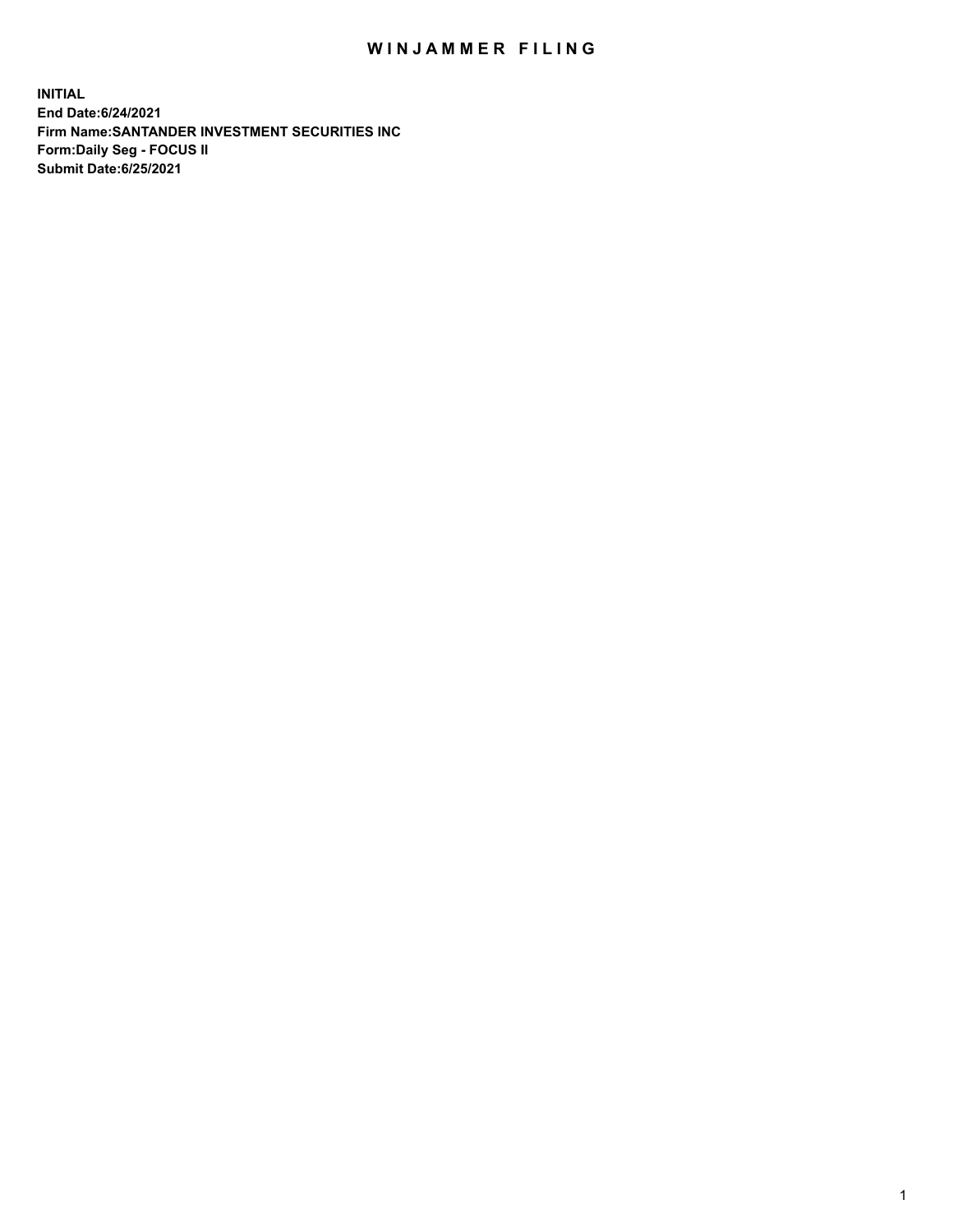# WINJAMMER FILING

**INITIAL**
**End Date:6/24/2021**
**Firm Name:SANTANDER INVESTMENT SECURITIES INC**
**Form:Daily Seg - FOCUS II**
**Submit Date:6/25/2021**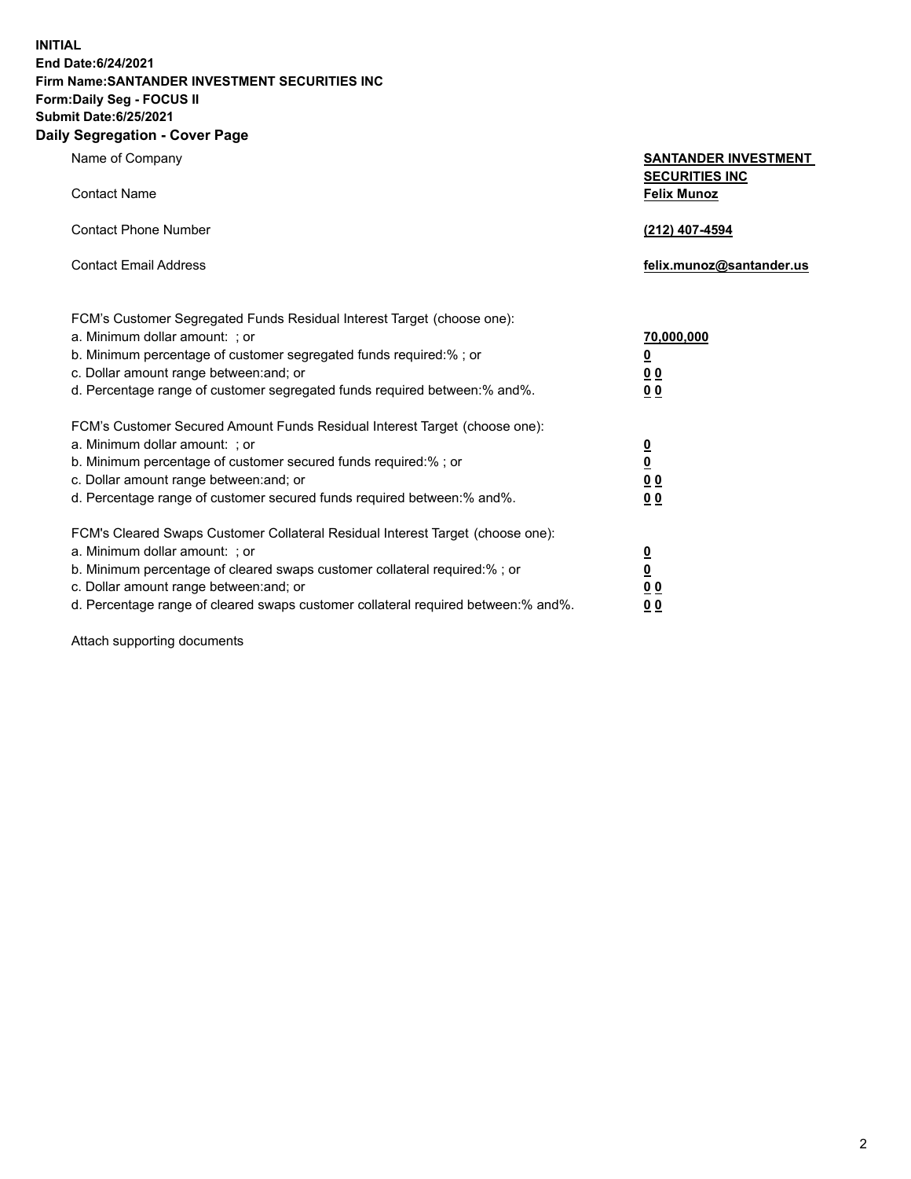**INITIAL**
**End Date:6/24/2021**
**Firm Name:SANTANDER INVESTMENT SECURITIES INC**
**Form:Daily Seg - FOCUS II**
**Submit Date:6/25/2021**

## Daily Segregation - Cover Page

| | |
|---|---|
| Name of Company | **SANTANDER INVESTMENT SECURITIES INC** |
| Contact Name | **Felix Munoz** |
| Contact Phone Number | **(212) 407-4594** |
| Contact Email Address | **felix.munoz@santander.us** |

FCM's Customer Segregated Funds Residual Interest Target (choose one):

| | |
|---|---|
| a. Minimum dollar amount: ; or | **70,000,000** |
| b. Minimum percentage of customer segregated funds required:% ; or | **0** |
| c. Dollar amount range between:and; or | **0 0** |
| d. Percentage range of customer segregated funds required between:% and%. | **0 0** |

FCM's Customer Secured Amount Funds Residual Interest Target (choose one):

| | |
|---|---|
| a. Minimum dollar amount: ; or | **0** |
| b. Minimum percentage of customer secured funds required:% ; or | **0** |
| c. Dollar amount range between:and; or | **0 0** |
| d. Percentage range of customer secured funds required between:% and%. | **0 0** |

FCM's Cleared Swaps Customer Collateral Residual Interest Target (choose one):

| | |
|---|---|
| a. Minimum dollar amount: ; or | **0** |
| b. Minimum percentage of cleared swaps customer collateral required:% ; or | **0** |
| c. Dollar amount range between:and; or | **0 0** |
| d. Percentage range of cleared swaps customer collateral required between:% and%. | **0 0** |

Attach supporting documents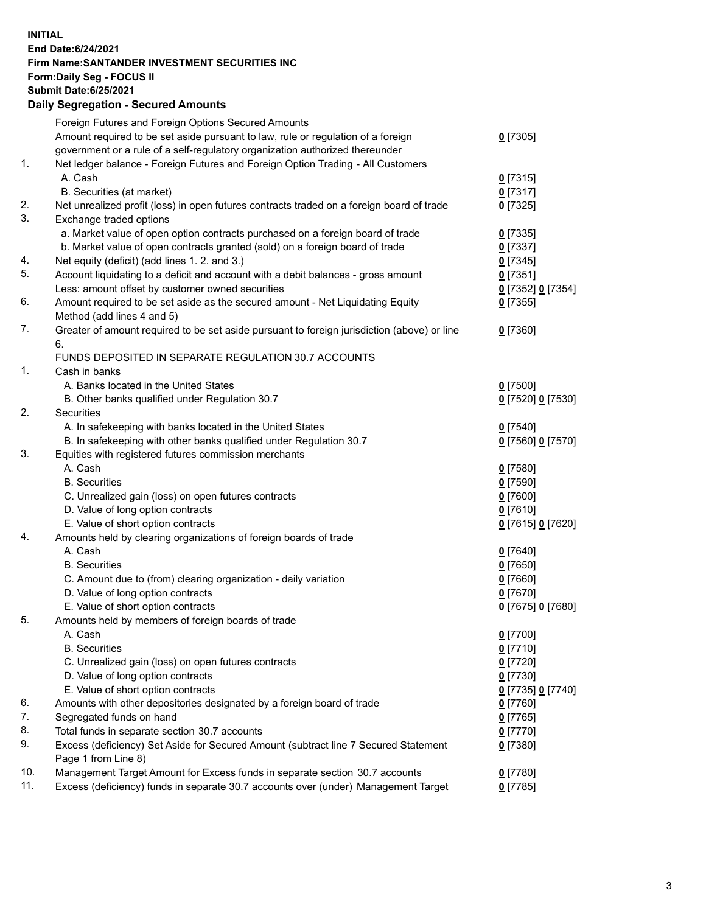**INITIAL**
**End Date:6/24/2021**
**Firm Name:SANTANDER INVESTMENT SECURITIES INC**
**Form:Daily Seg - FOCUS II**
**Submit Date:6/25/2021**

## Daily Segregation - Secured Amounts

| | | |
|---|---|---|
| | Foreign Futures and Foreign Options Secured Amounts | |
| | Amount required to be set aside pursuant to law, rule or regulation of a foreign government or a rule of a self-regulatory organization authorized thereunder | 0 [7305] |
| 1. | Net ledger balance - Foreign Futures and Foreign Option Trading - All Customers | |
| | A. Cash | 0 [7315] |
| | B. Securities (at market) | 0 [7317] |
| 2. | Net unrealized profit (loss) in open futures contracts traded on a foreign board of trade | 0 [7325] |
| 3. | Exchange traded options | |
| | a. Market value of open option contracts purchased on a foreign board of trade | 0 [7335] |
| | b. Market value of open contracts granted (sold) on a foreign board of trade | 0 [7337] |
| 4. | Net equity (deficit) (add lines 1. 2. and 3.) | 0 [7345] |
| 5. | Account liquidating to a deficit and account with a debit balances - gross amount | 0 [7351] |
| | Less: amount offset by customer owned securities | 0 [7352] 0 [7354] |
| 6. | Amount required to be set aside as the secured amount - Net Liquidating Equity Method (add lines 4 and 5) | 0 [7355] |
| 7. | Greater of amount required to be set aside pursuant to foreign jurisdiction (above) or line 6. | 0 [7360] |
| | FUNDS DEPOSITED IN SEPARATE REGULATION 30.7 ACCOUNTS | |
| 1. | Cash in banks | |
| | A. Banks located in the United States | 0 [7500] |
| | B. Other banks qualified under Regulation 30.7 | 0 [7520] 0 [7530] |
| 2. | Securities | |
| | A. In safekeeping with banks located in the United States | 0 [7540] |
| | B. In safekeeping with other banks qualified under Regulation 30.7 | 0 [7560] 0 [7570] |
| 3. | Equities with registered futures commission merchants | |
| | A. Cash | 0 [7580] |
| | B. Securities | 0 [7590] |
| | C. Unrealized gain (loss) on open futures contracts | 0 [7600] |
| | D. Value of long option contracts | 0 [7610] |
| | E. Value of short option contracts | 0 [7615] 0 [7620] |
| 4. | Amounts held by clearing organizations of foreign boards of trade | |
| | A. Cash | 0 [7640] |
| | B. Securities | 0 [7650] |
| | C. Amount due to (from) clearing organization - daily variation | 0 [7660] |
| | D. Value of long option contracts | 0 [7670] |
| | E. Value of short option contracts | 0 [7675] 0 [7680] |
| 5. | Amounts held by members of foreign boards of trade | |
| | A. Cash | 0 [7700] |
| | B. Securities | 0 [7710] |
| | C. Unrealized gain (loss) on open futures contracts | 0 [7720] |
| | D. Value of long option contracts | 0 [7730] |
| | E. Value of short option contracts | 0 [7735] 0 [7740] |
| 6. | Amounts with other depositories designated by a foreign board of trade | 0 [7760] |
| 7. | Segregated funds on hand | 0 [7765] |
| 8. | Total funds in separate section 30.7 accounts | 0 [7770] |
| 9. | Excess (deficiency) Set Aside for Secured Amount (subtract line 7 Secured Statement Page 1 from Line 8) | 0 [7380] |
| 10. | Management Target Amount for Excess funds in separate section 30.7 accounts | 0 [7780] |
| 11. | Excess (deficiency) funds in separate 30.7 accounts over (under) Management Target | 0 [7785] |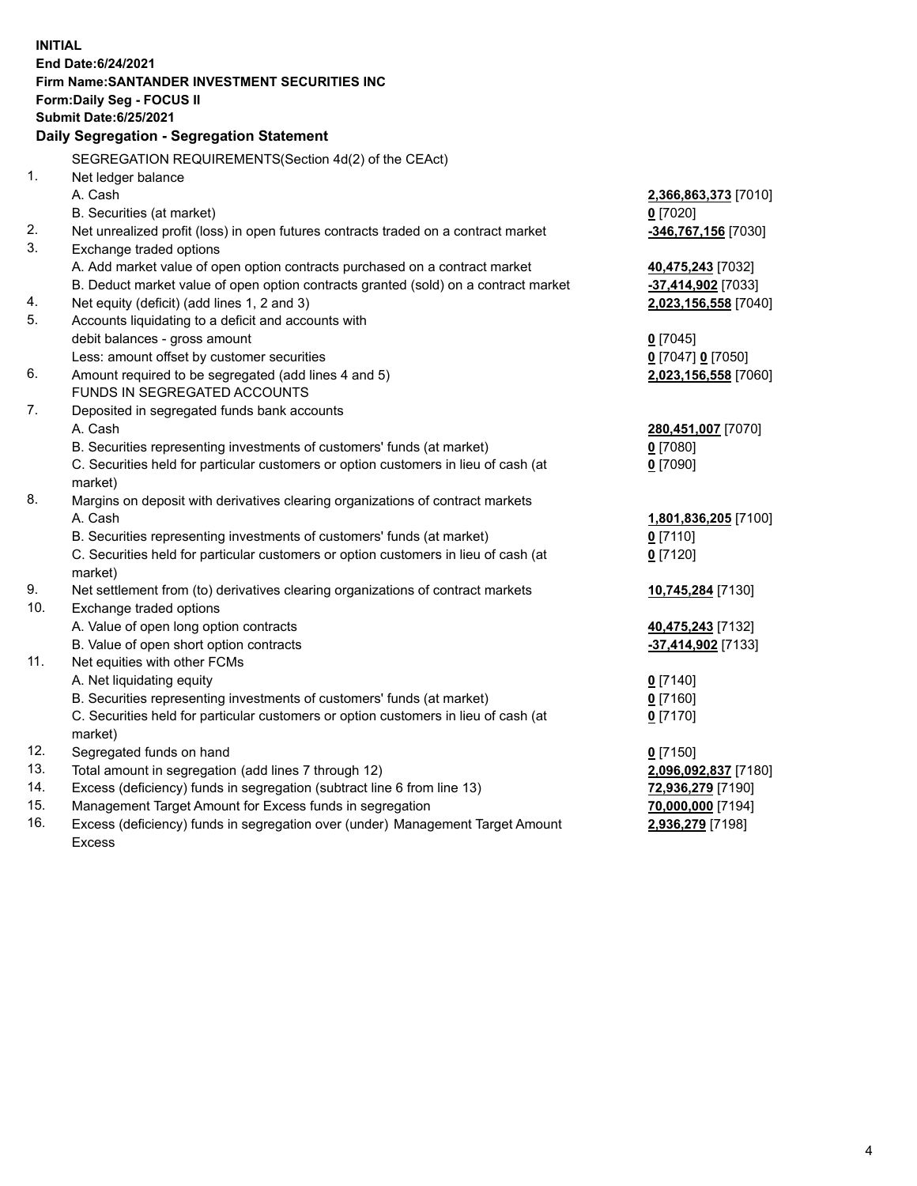**INITIAL**
**End Date:6/24/2021**
**Firm Name:SANTANDER INVESTMENT SECURITIES INC**
**Form:Daily Seg - FOCUS II**
**Submit Date:6/25/2021**

## Daily Segregation - Segregation Statement

| | | |
|---|---|---|
| | SEGREGATION REQUIREMENTS(Section 4d(2) of the CEAct) | |
| 1. | Net ledger balance | |
| | A. Cash | **2,366,863,373** [7010] |
| | B. Securities (at market) | **0** [7020] |
| 2. | Net unrealized profit (loss) in open futures contracts traded on a contract market | **-346,767,156** [7030] |
| 3. | Exchange traded options | |
| | A. Add market value of open option contracts purchased on a contract market | **40,475,243** [7032] |
| | B. Deduct market value of open option contracts granted (sold) on a contract market | **-37,414,902** [7033] |
| 4. | Net equity (deficit) (add lines 1, 2 and 3) | **2,023,156,558** [7040] |
| 5. | Accounts liquidating to a deficit and accounts with debit balances - gross amount | **0** [7045] |
| | Less: amount offset by customer securities | **0** [7047] **0** [7050] |
| 6. | Amount required to be segregated (add lines 4 and 5) | **2,023,156,558** [7060] |
| | FUNDS IN SEGREGATED ACCOUNTS | |
| 7. | Deposited in segregated funds bank accounts | |
| | A. Cash | **280,451,007** [7070] |
| | B. Securities representing investments of customers' funds (at market) | **0** [7080] |
| | C. Securities held for particular customers or option customers in lieu of cash (at market) | **0** [7090] |
| 8. | Margins on deposit with derivatives clearing organizations of contract markets | |
| | A. Cash | **1,801,836,205** [7100] |
| | B. Securities representing investments of customers' funds (at market) | **0** [7110] |
| | C. Securities held for particular customers or option customers in lieu of cash (at market) | **0** [7120] |
| 9. | Net settlement from (to) derivatives clearing organizations of contract markets | **10,745,284** [7130] |
| 10. | Exchange traded options | |
| | A. Value of open long option contracts | **40,475,243** [7132] |
| | B. Value of open short option contracts | **-37,414,902** [7133] |
| 11. | Net equities with other FCMs | |
| | A. Net liquidating equity | **0** [7140] |
| | B. Securities representing investments of customers' funds (at market) | **0** [7160] |
| | C. Securities held for particular customers or option customers in lieu of cash (at market) | **0** [7170] |
| 12. | Segregated funds on hand | **0** [7150] |
| 13. | Total amount in segregation (add lines 7 through 12) | **2,096,092,837** [7180] |
| 14. | Excess (deficiency) funds in segregation (subtract line 6 from line 13) | **72,936,279** [7190] |
| 15. | Management Target Amount for Excess funds in segregation | **70,000,000** [7194] |
| 16. | Excess (deficiency) funds in segregation over (under) Management Target Amount Excess | **2,936,279** [7198] |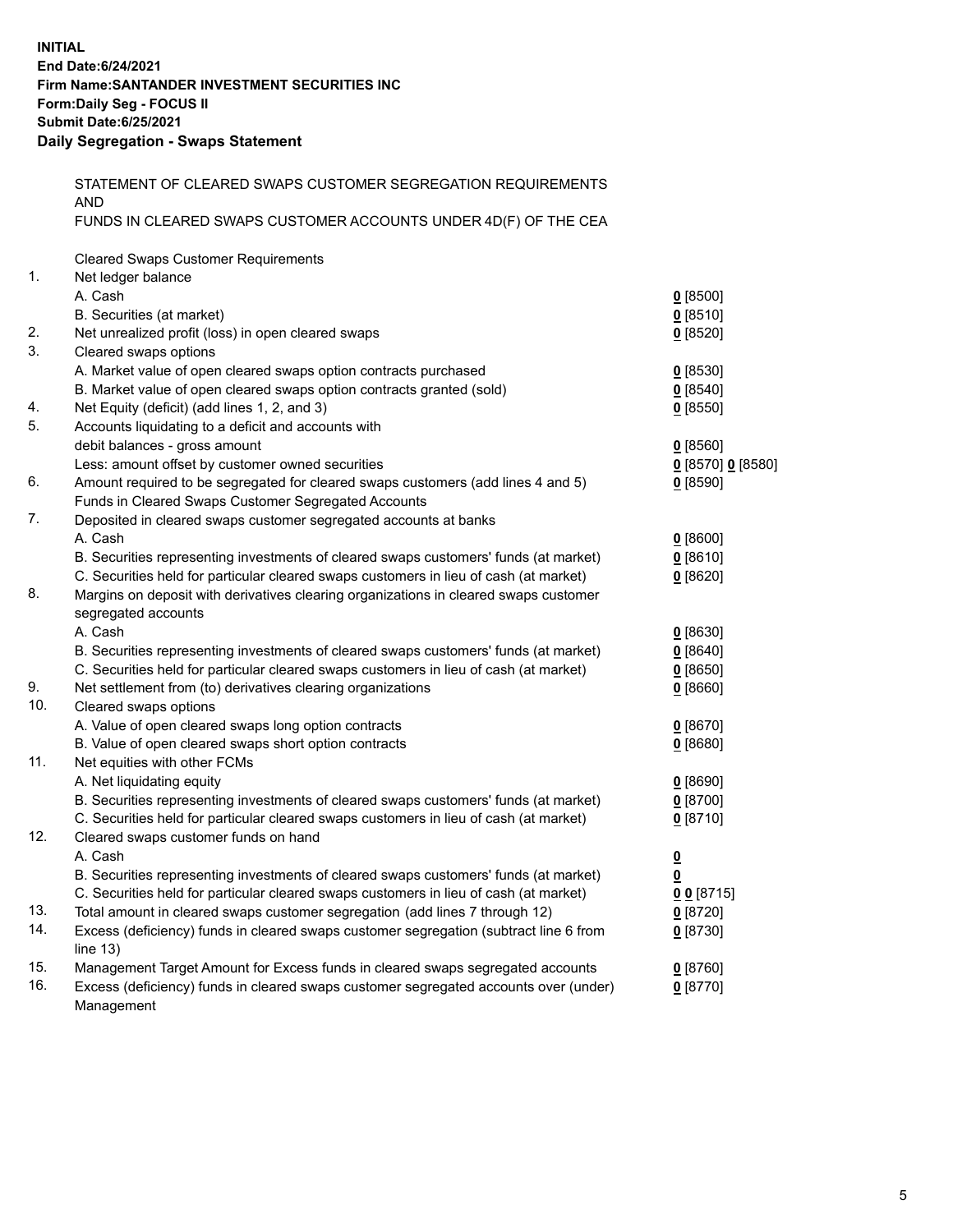**INITIAL**
**End Date:6/24/2021**
**Firm Name:SANTANDER INVESTMENT SECURITIES INC**
**Form:Daily Seg - FOCUS II**
**Submit Date:6/25/2021**
**Daily Segregation - Swaps Statement**

STATEMENT OF CLEARED SWAPS CUSTOMER SEGREGATION REQUIREMENTS AND FUNDS IN CLEARED SWAPS CUSTOMER ACCOUNTS UNDER 4D(F) OF THE CEA

| | | |
|---|---|---|
| | Cleared Swaps Customer Requirements | |
| 1. | Net ledger balance | |
| | A. Cash | 0 [8500] |
| | B. Securities (at market) | 0 [8510] |
| 2. | Net unrealized profit (loss) in open cleared swaps | 0 [8520] |
| 3. | Cleared swaps options | |
| | A. Market value of open cleared swaps option contracts purchased | 0 [8530] |
| | B. Market value of open cleared swaps option contracts granted (sold) | 0 [8540] |
| 4. | Net Equity (deficit) (add lines 1, 2, and 3) | 0 [8550] |
| 5. | Accounts liquidating to a deficit and accounts with | |
| | debit balances - gross amount | 0 [8560] |
| | Less: amount offset by customer owned securities | 0 [8570] 0 [8580] |
| 6. | Amount required to be segregated for cleared swaps customers (add lines 4 and 5) | 0 [8590] |
| | Funds in Cleared Swaps Customer Segregated Accounts | |
| 7. | Deposited in cleared swaps customer segregated accounts at banks | |
| | A. Cash | 0 [8600] |
| | B. Securities representing investments of cleared swaps customers' funds (at market) | 0 [8610] |
| | C. Securities held for particular cleared swaps customers in lieu of cash (at market) | 0 [8620] |
| 8. | Margins on deposit with derivatives clearing organizations in cleared swaps customer segregated accounts | |
| | A. Cash | 0 [8630] |
| | B. Securities representing investments of cleared swaps customers' funds (at market) | 0 [8640] |
| | C. Securities held for particular cleared swaps customers in lieu of cash (at market) | 0 [8650] |
| 9. | Net settlement from (to) derivatives clearing organizations | 0 [8660] |
| 10. | Cleared swaps options | |
| | A. Value of open cleared swaps long option contracts | 0 [8670] |
| | B. Value of open cleared swaps short option contracts | 0 [8680] |
| 11. | Net equities with other FCMs | |
| | A. Net liquidating equity | 0 [8690] |
| | B. Securities representing investments of cleared swaps customers' funds (at market) | 0 [8700] |
| | C. Securities held for particular cleared swaps customers in lieu of cash (at market) | 0 [8710] |
| 12. | Cleared swaps customer funds on hand | |
| | A. Cash | 0 |
| | B. Securities representing investments of cleared swaps customers' funds (at market) | 0 |
| | C. Securities held for particular cleared swaps customers in lieu of cash (at market) | 0 0 [8715] |
| 13. | Total amount in cleared swaps customer segregation (add lines 7 through 12) | 0 [8720] |
| 14. | Excess (deficiency) funds in cleared swaps customer segregation (subtract line 6 from line 13) | 0 [8730] |
| 15. | Management Target Amount for Excess funds in cleared swaps segregated accounts | 0 [8760] |
| 16. | Excess (deficiency) funds in cleared swaps customer segregated accounts over (under) Management | 0 [8770] |